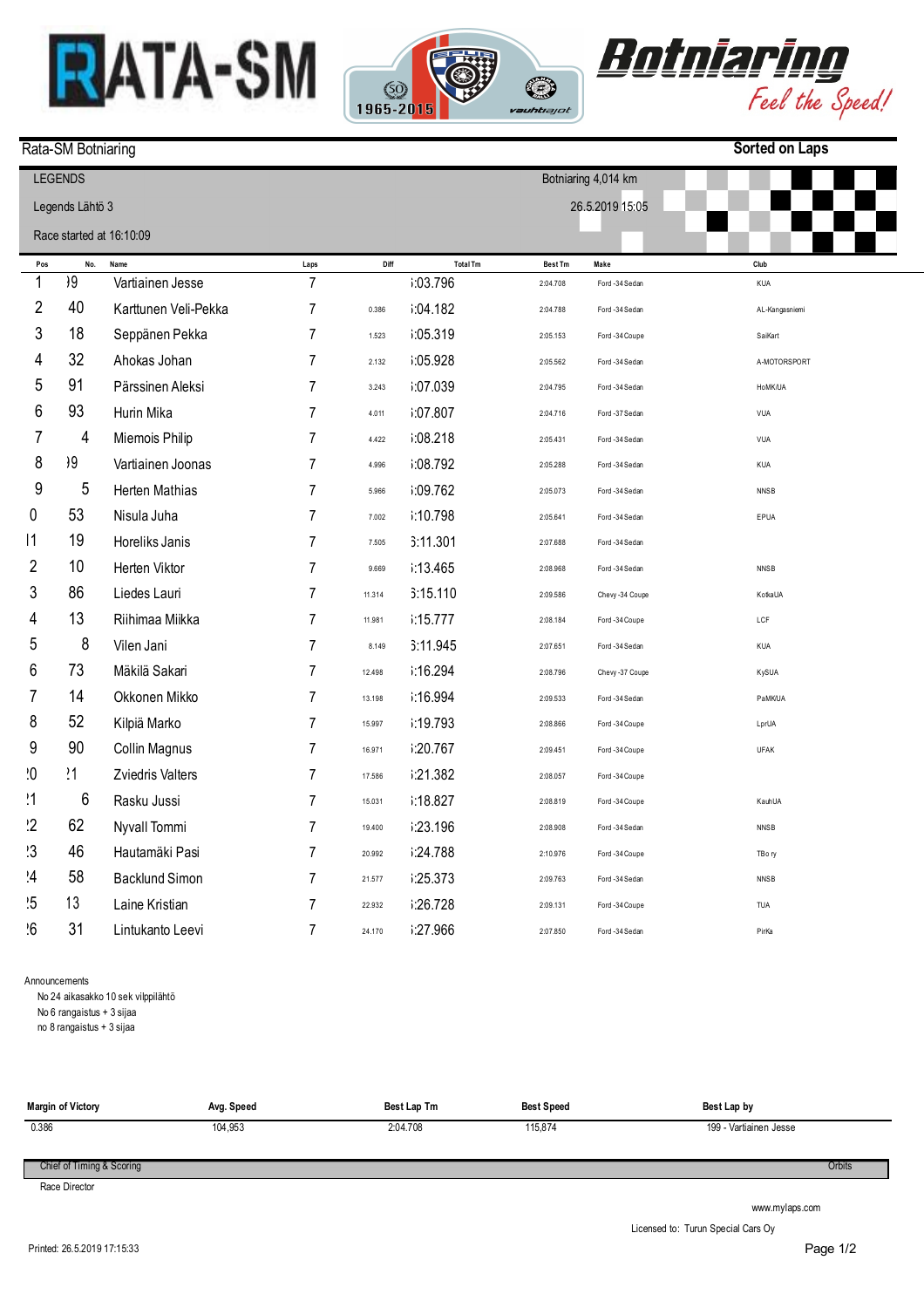RATA-SM

1965-2015

Botniaring Feel the Speed!

Rata-SM Botniaring

Sorted on Laps

LEGENDS

Legends Lähtö 3

Race started at 16:10:09

Botniaring 4,014 km

26.5.2019 15:05

| Pos | No. | Name | Laps | Diff | Total Tm | Best Tm | Make | Club |
|---|---|---|---|---|---|---|---|---|
| 1 | )9 | Vartiainen Jesse | 7 | | ;:03.796 | 2:04.708 | Ford -34 Sedan | KUA |
| 2 | 40 | Karttunen Veli-Pekka | 7 | 0.386 | ;:04.182 | 2:04.788 | Ford -34 Sedan | AL-Kangasniemi |
| 3 | 18 | Seppänen Pekka | 7 | 1.523 | ;:05.319 | 2:05.153 | Ford -34 Coupe | SaiKart |
| 4 | 32 | Ahokas Johan | 7 | 2.132 | ;:05.928 | 2:05.562 | Ford -34 Sedan | A-MOTORSPORT |
| 5 | 91 | Pärssinen Aleksi | 7 | 3.243 | ;:07.039 | 2:04.795 | Ford -34 Sedan | HoMKUA |
| 6 | 93 | Hurin Mika | 7 | 4.011 | ;:07.807 | 2:04.716 | Ford -37 Sedan | VUA |
| 7 | 4 | Miemois Philip | 7 | 4.422 | ;:08.218 | 2:05.431 | Ford -34 Sedan | VUA |
| 8 | )9 | Vartiainen Joonas | 7 | 4.996 | ;:08.792 | 2:05.288 | Ford -34 Sedan | KUA |
| 9 | 5 | Herten Mathias | 7 | 5.966 | ;:09.762 | 2:05.073 | Ford -34 Sedan | NNSB |
| 0 | 53 | Nisula Juha | 7 | 7.002 | ;:10.798 | 2:05.641 | Ford -34 Sedan | EPUA |
| l1 | 19 | Horeliks Janis | 7 | 7.505 | 3:11.301 | 2:07.688 | Ford -34 Sedan | |
| 2 | 10 | Herten Viktor | 7 | 9.669 | ;:13.465 | 2:08.968 | Ford -34 Sedan | NNSB |
| 3 | 86 | Liedes Lauri | 7 | 11.314 | 3:15.110 | 2:09.586 | Chevy -34 Coupe | KotkaUA |
| 4 | 13 | Riihimaa Miikka | 7 | 11.981 | ;:15.777 | 2:08.184 | Ford -34 Coupe | LCF |
| 5 | 8 | Vilen Jani | 7 | 8.149 | 3:11.945 | 2:07.651 | Ford -34 Sedan | KUA |
| 6 | 73 | Mäkilä Sakari | 7 | 12.498 | ;:16.294 | 2:08.796 | Chevy -37 Coupe | KySUA |
| 7 | 14 | Okkonen Mikko | 7 | 13.198 | ;:16.994 | 2:09.533 | Ford -34 Sedan | PaMKUA |
| 8 | 52 | Kilpiä Marko | 7 | 15.997 | ;:19.793 | 2:08.866 | Ford -34 Coupe | LprUA |
| 9 | 90 | Collin Magnus | 7 | 16.971 | ;:20.767 | 2:09.451 | Ford -34 Coupe | UFAK |
| !0 | !1 | Zviedris Valters | 7 | 17.586 | ;:21.382 | 2:08.057 | Ford -34 Coupe | |
| !1 | 6 | Rasku Jussi | 7 | 15.031 | ;:18.827 | 2:08.819 | Ford -34 Coupe | KauhUA |
| !2 | 62 | Nyvall Tommi | 7 | 19.400 | ;:23.196 | 2:08.908 | Ford -34 Sedan | NNSB |
| !3 | 46 | Hautamäki Pasi | 7 | 20.992 | ;:24.788 | 2:10.976 | Ford -34 Coupe | TBo ry |
| !4 | 58 | Backlund Simon | 7 | 21.577 | ;:25.373 | 2:09.763 | Ford -34 Sedan | NNSB |
| !5 | 13 | Laine Kristian | 7 | 22.932 | ;:26.728 | 2:09.131 | Ford -34 Coupe | TUA |
| !6 | 31 | Lintukanto Leevi | 7 | 24.170 | ;:27.966 | 2:07.850 | Ford -34 Sedan | PirKa |

Announcements

No 24 aikasakko 10 sek vilppilähtö

No 6 rangaistus + 3 sijaa

no 8 rangaistus + 3 sijaa

| Margin of Victory | Avg. Speed | Best Lap Tm | Best Speed | Best Lap by |
|---|---|---|---|---|
| 0.386 | 104,953 | 2:04.708 | 115,874 | 199 - Vartiainen Jesse |

Chief of Timing & Scoring

Orbits

Race Director

www.mylaps.com

Licensed to: Turun Special Cars Oy

Printed: 26.5.2019 17:15:33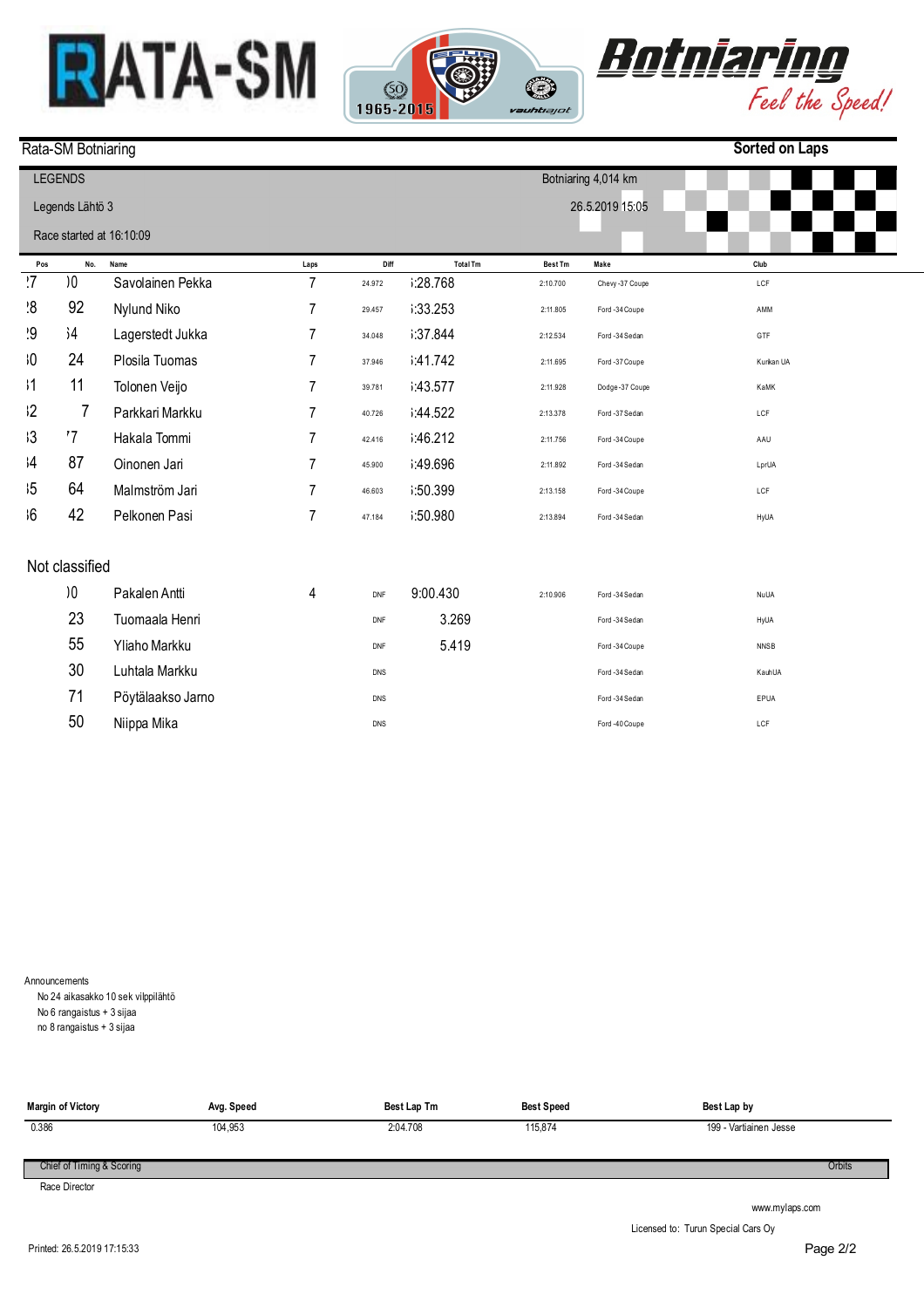RATA-SM

Botniaring *Feel the Speed!*

Rata-SM Botniaring | **Sorted on Laps**

LEGENDS | Botniaring 4,014 km

Legends Lähtö 3 | 26.5.2019 15:05

Race started at 16:10:09

| Pos | No. | Name | Laps | Diff | Total Tm | Best Tm | Make | Club |
|---|---|---|---|---|---|---|---|---|
| '7 | )0 | Savolainen Pekka | 7 | 24.972 | ;:28.768 | 2:10.700 | Chevy -37 Coupe | LCF |
| '8 | 92 | Nylund Niko | 7 | 29.457 | ;:33.253 | 2:11.805 | Ford -34 Coupe | AMM |
| '9 | ;4 | Lagerstedt Jukka | 7 | 34.048 | ;:37.844 | 2:12.534 | Ford -34 Sedan | GTF |
| ;0 | 24 | Plosila Tuomas | 7 | 37.946 | ;:41.742 | 2:11.695 | Ford -37 Coupe | Kurikan UA |
| ;1 | 11 | Tolonen Veijo | 7 | 39.781 | ;:43.577 | 2:11.928 | Dodge -37 Coupe | KaMK |
| ;2 | 7 | Parkkari Markku | 7 | 40.726 | ;:44.522 | 2:13.378 | Ford -37 Sedan | LCF |
| ;3 | '7 | Hakala Tommi | 7 | 42.416 | ;:46.212 | 2:11.756 | Ford -34 Coupe | AAU |
| ;4 | 87 | Oinonen Jari | 7 | 45.900 | ;:49.696 | 2:11.892 | Ford -34 Sedan | LprUA |
| ;5 | 64 | Malmström Jari | 7 | 46.603 | ;:50.399 | 2:13.158 | Ford -34 Coupe | LCF |
| ;6 | 42 | Pelkonen Pasi | 7 | 47.184 | ;:50.980 | 2:13.894 | Ford -34 Sedan | HyUA |

Not classified

| Pos | No. | Name | Laps | Diff | Total Tm | Best Tm | Make | Club |
|---|---|---|---|---|---|---|---|---|
| | )0 | Pakalen Antti | 4 | DNF | 9:00.430 | 2:10.906 | Ford -34 Sedan | NuUA |
| | 23 | Tuomaala Henri | | DNF | 3.269 | | Ford -34 Sedan | HyUA |
| | 55 | Yliaho Markku | | DNF | 5.419 | | Ford -34 Coupe | NNSB |
| | 30 | Luhtala Markku | | DNS | | | Ford -34 Sedan | KauhUA |
| | 71 | Pöytälaakso Jarno | | DNS | | | Ford -34 Sedan | EPUA |
| | 50 | Niippa Mika | | DNS | | | Ford -40 Coupe | LCF |

Announcements

No 24 aikasakko 10 sek vilpilähtö
No 6 rangaistus + 3 sijaa
no 8 rangaistus + 3 sijaa

| Margin of Victory | Avg. Speed | Best Lap Tm | Best Speed | Best Lap by |
|---|---|---|---|---|
| 0.386 | 104,953 | 2:04.708 | 115,874 | 199 - Vartiainen Jesse |

Chief of Timing & Scoring | Orbits

Race Director

www.mylaps.com

Licensed to: Turun Special Cars Oy

Printed: 26.5.2019 17:15:33